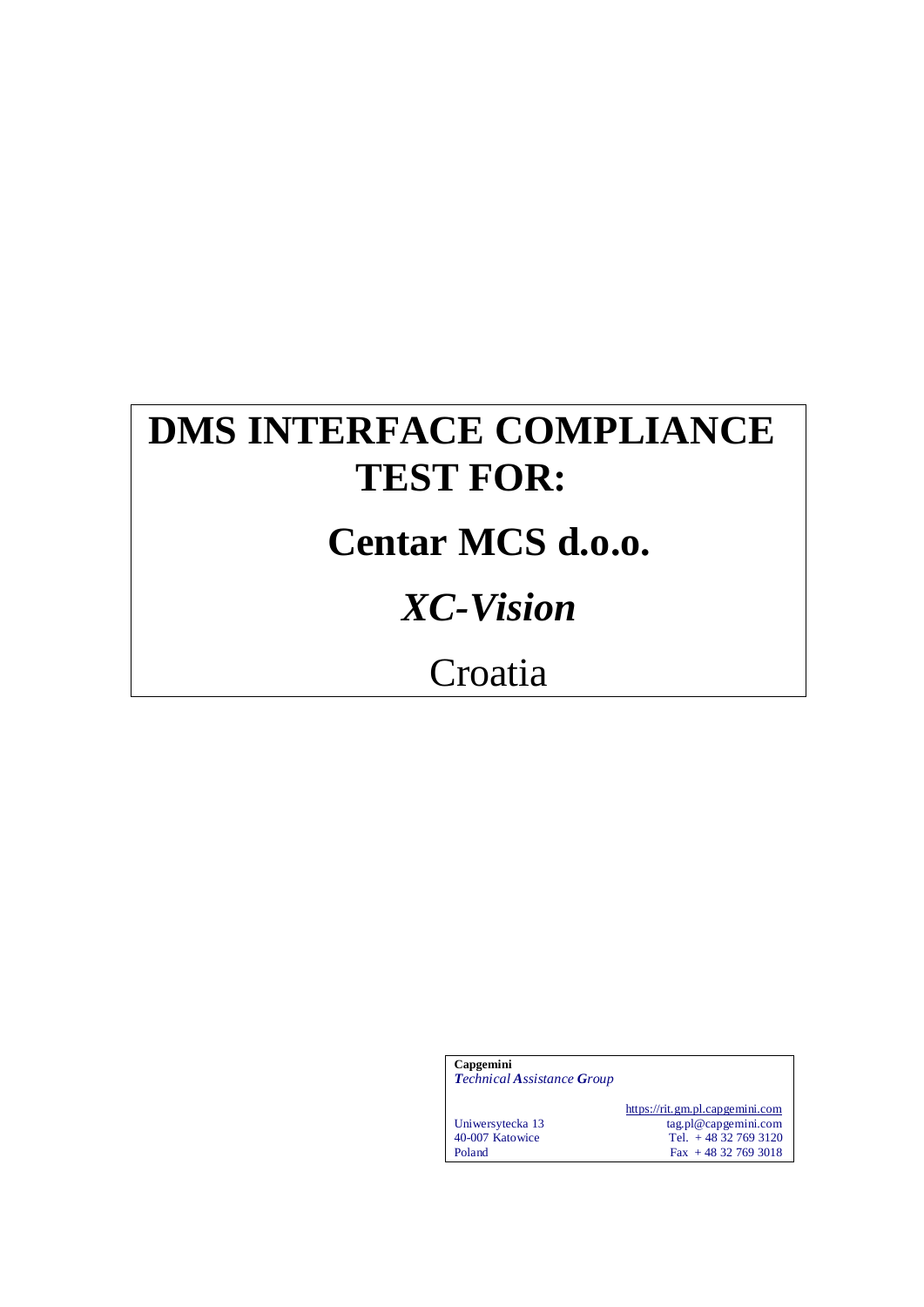# DMS INTERFACE COMPLIANCE TEST FOR:

# Centar MCS d.o.o.

## *XC-Vision*

## Croatia

**Capgemini**
***T**echnical **A**ssistance **G**roup*

https://rit.gm.pl.capgemini.com

Uniwersytecka 13
40-007 Katowice
Poland

tag.pl@capgemini.com
Tel. + 48 32 769 3120
Fax + 48 32 769 3018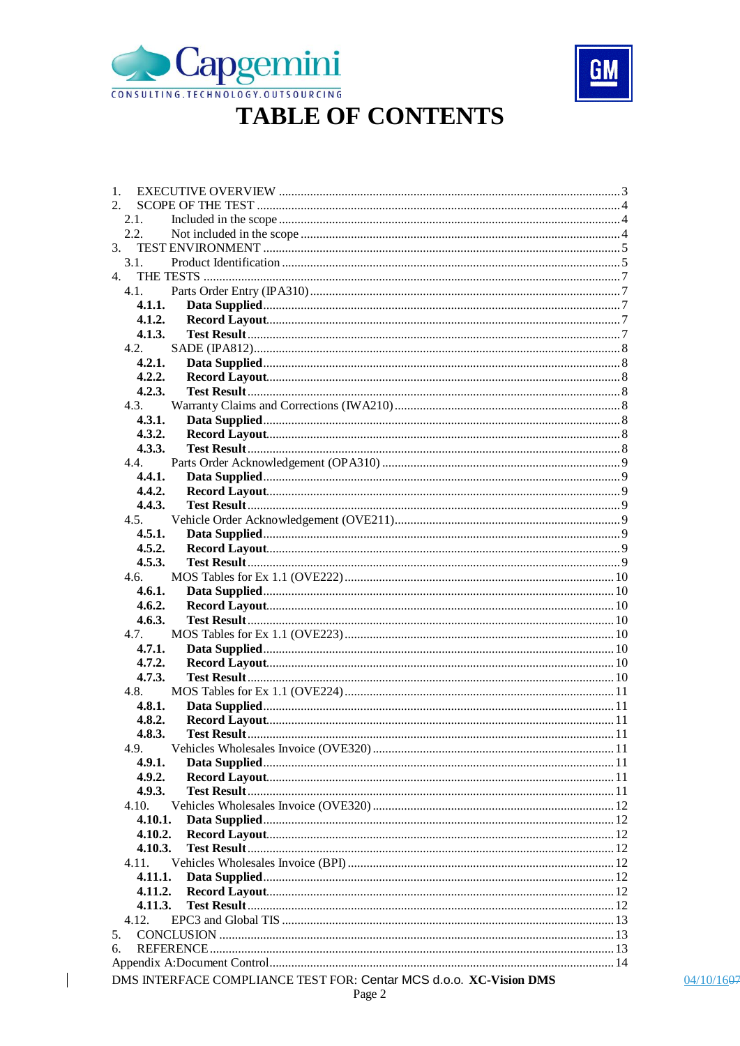# TABLE OF CONTENTS

1. EXECUTIVE OVERVIEW ... 3
2. SCOPE OF THE TEST ... 4
   - 2.1. Included in the scope ... 4
   - 2.2. Not included in the scope ... 4
3. TEST ENVIRONMENT ... 5
   - 3.1. Product Identification ... 5
4. THE TESTS ... 7
   - 4.1. Parts Order Entry (IPA310) ... 7
     - **4.1.1. Data Supplied** ... 7
     - **4.1.2. Record Layout** ... 7
     - **4.1.3. Test Result** ... 7
   - 4.2. SADE (IPA812) ... 8
     - **4.2.1. Data Supplied** ... 8
     - **4.2.2. Record Layout** ... 8
     - **4.2.3. Test Result** ... 8
   - 4.3. Warranty Claims and Corrections (IWA210) ... 8
     - **4.3.1. Data Supplied** ... 8
     - **4.3.2. Record Layout** ... 8
     - **4.3.3. Test Result** ... 8
   - 4.4. Parts Order Acknowledgement (OPA310) ... 9
     - **4.4.1. Data Supplied** ... 9
     - **4.4.2. Record Layout** ... 9
     - **4.4.3. Test Result** ... 9
   - 4.5. Vehicle Order Acknowledgement (OVE211) ... 9
     - **4.5.1. Data Supplied** ... 9
     - **4.5.2. Record Layout** ... 9
     - **4.5.3. Test Result** ... 9
   - 4.6. MOS Tables for Ex 1.1 (OVE222) ... 10
     - **4.6.1. Data Supplied** ... 10
     - **4.6.2. Record Layout** ... 10
     - **4.6.3. Test Result** ... 10
   - 4.7. MOS Tables for Ex 1.1 (OVE223) ... 10
     - **4.7.1. Data Supplied** ... 10
     - **4.7.2. Record Layout** ... 10
     - **4.7.3. Test Result** ... 10
   - 4.8. MOS Tables for Ex 1.1 (OVE224) ... 11
     - **4.8.1. Data Supplied** ... 11
     - **4.8.2. Record Layout** ... 11
     - **4.8.3. Test Result** ... 11
   - 4.9. Vehicles Wholesales Invoice (OVE320) ... 11
     - **4.9.1. Data Supplied** ... 11
     - **4.9.2. Record Layout** ... 11
     - **4.9.3. Test Result** ... 11
   - 4.10. Vehicles Wholesales Invoice (OVE320) ... 12
     - **4.10.1. Data Supplied** ... 12
     - **4.10.2. Record Layout** ... 12
     - **4.10.3. Test Result** ... 12
   - 4.11. Vehicles Wholesales Invoice (BPI) ... 12
     - **4.11.1. Data Supplied** ... 12
     - **4.11.2. Record Layout** ... 12
     - **4.11.3. Test Result** ... 12
   - 4.12. EPC3 and Global TIS ... 13
5. CONCLUSION ... 13
6. REFERENCE ... 13

Appendix A:Document Control ... 14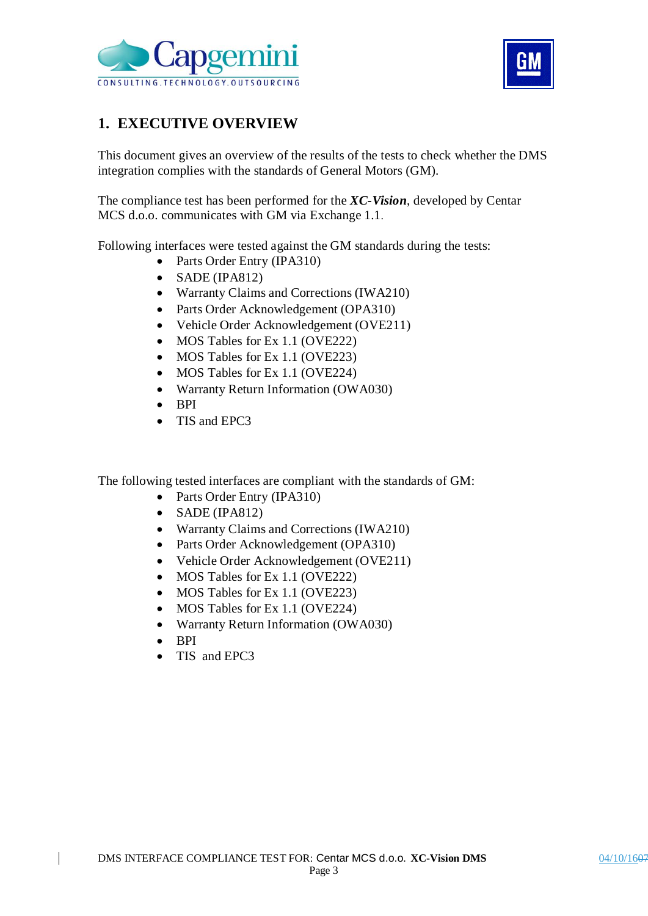# 1. EXECUTIVE OVERVIEW

This document gives an overview of the results of the tests to check whether the DMS integration complies with the standards of General Motors (GM).

The compliance test has been performed for the ***XC-Vision***, developed by Centar MCS d.o.o. communicates with GM via Exchange 1.1.

Following interfaces were tested against the GM standards during the tests:

- Parts Order Entry (IPA310)
- SADE (IPA812)
- Warranty Claims and Corrections (IWA210)
- Parts Order Acknowledgement (OPA310)
- Vehicle Order Acknowledgement (OVE211)
- MOS Tables for Ex 1.1 (OVE222)
- MOS Tables for Ex 1.1 (OVE223)
- MOS Tables for Ex 1.1 (OVE224)
- Warranty Return Information (OWA030)
- BPI
- TIS and EPC3

The following tested interfaces are compliant with the standards of GM:

- Parts Order Entry (IPA310)
- SADE (IPA812)
- Warranty Claims and Corrections (IWA210)
- Parts Order Acknowledgement (OPA310)
- Vehicle Order Acknowledgement (OVE211)
- MOS Tables for Ex 1.1 (OVE222)
- MOS Tables for Ex 1.1 (OVE223)
- MOS Tables for Ex 1.1 (OVE224)
- Warranty Return Information (OWA030)
- BPI
- TIS and EPC3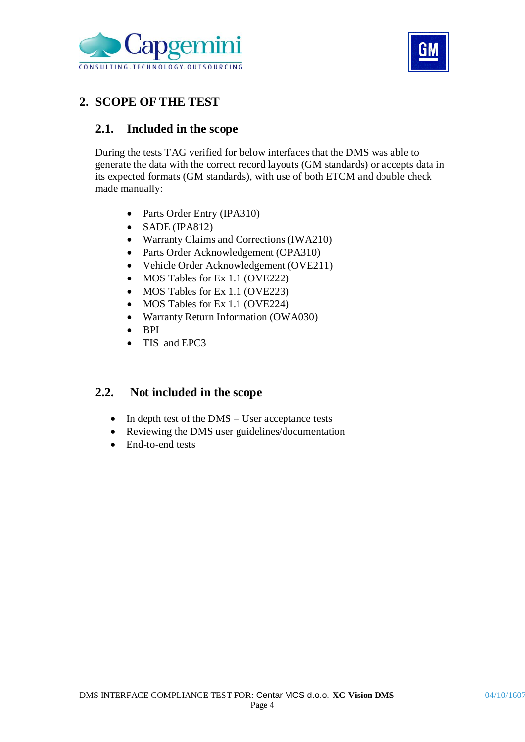## 2. SCOPE OF THE TEST

### 2.1. Included in the scope

During the tests TAG verified for below interfaces that the DMS was able to generate the data with the correct record layouts (GM standards) or accepts data in its expected formats (GM standards), with use of both ETCM and double check made manually:

- Parts Order Entry (IPA310)
- SADE (IPA812)
- Warranty Claims and Corrections (IWA210)
- Parts Order Acknowledgement (OPA310)
- Vehicle Order Acknowledgement (OVE211)
- MOS Tables for Ex 1.1 (OVE222)
- MOS Tables for Ex 1.1 (OVE223)
- MOS Tables for Ex 1.1 (OVE224)
- Warranty Return Information (OWA030)
- BPI
- TIS and EPC3

### 2.2. Not included in the scope

- In depth test of the DMS – User acceptance tests
- Reviewing the DMS user guidelines/documentation
- End-to-end tests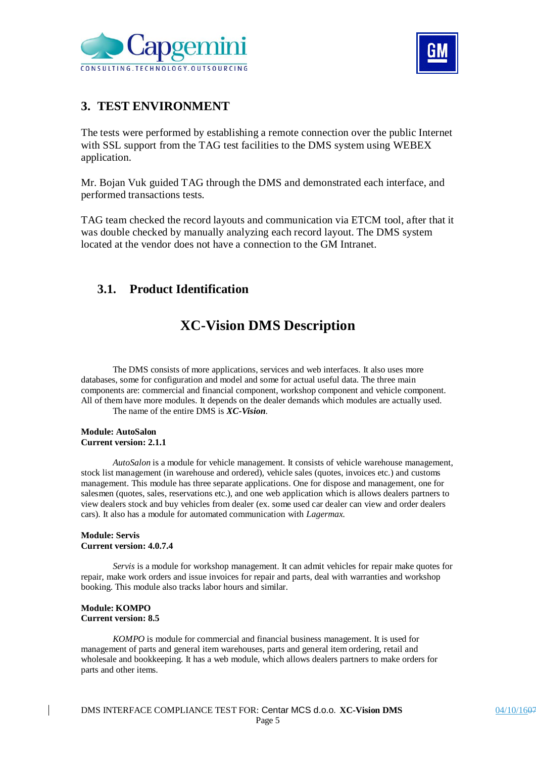# 3. TEST ENVIRONMENT

The tests were performed by establishing a remote connection over the public Internet with SSL support from the TAG test facilities to the DMS system using WEBEX application.

Mr. Bojan Vuk guided TAG through the DMS and demonstrated each interface, and performed transactions tests.

TAG team checked the record layouts and communication via ETCM tool, after that it was double checked by manually analyzing each record layout. The DMS system located at the vendor does not have a connection to the GM Intranet.

## 3.1. Product Identification

### XC-Vision DMS Description

The DMS consists of more applications, services and web interfaces. It also uses more databases, some for configuration and model and some for actual useful data. The three main components are: commercial and financial component, workshop component and vehicle component. All of them have more modules. It depends on the dealer demands which modules are actually used.
The name of the entire DMS is ***XC-Vision***.

**Module: AutoSalon**
**Current version: 2.1.1**

*AutoSalon* is a module for vehicle management. It consists of vehicle warehouse management, stock list management (in warehouse and ordered), vehicle sales (quotes, invoices etc.) and customs management. This module has three separate applications. One for dispose and management, one for salesmen (quotes, sales, reservations etc.), and one web application which is allows dealers partners to view dealers stock and buy vehicles from dealer (ex. some used car dealer can view and order dealers cars). It also has a module for automated communication with *Lagermax*.

**Module: Servis**
**Current version: 4.0.7.4**

*Servis* is a module for workshop management. It can admit vehicles for repair make quotes for repair, make work orders and issue invoices for repair and parts, deal with warranties and workshop booking. This module also tracks labor hours and similar.

**Module: KOMPO**
**Current version: 8.5**

*KOMPO* is module for commercial and financial business management. It is used for management of parts and general item warehouses, parts and general item ordering, retail and wholesale and bookkeeping. It has a web module, which allows dealers partners to make orders for parts and other items.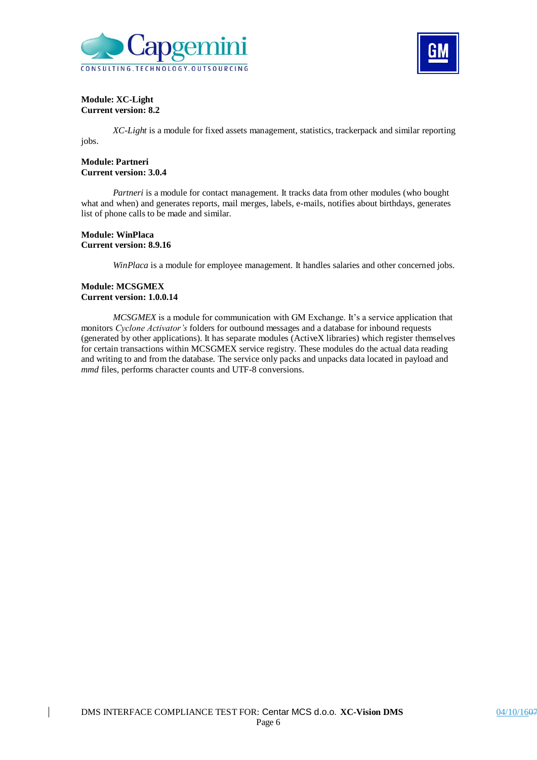**Module: XC-Light**
**Current version: 8.2**

*XC-Light* is a module for fixed assets management, statistics, trackerpack and similar reporting jobs.

**Module: Partneri**
**Current version: 3.0.4**

*Partneri* is a module for contact management. It tracks data from other modules (who bought what and when) and generates reports, mail merges, labels, e-mails, notifies about birthdays, generates list of phone calls to be made and similar.

**Module: WinPlaca**
**Current version: 8.9.16**

*WinPlaca* is a module for employee management. It handles salaries and other concerned jobs.

**Module: MCSGMEX**
**Current version: 1.0.0.14**

*MCSGMEX* is a module for communication with GM Exchange. It's a service application that monitors *Cyclone Activator's* folders for outbound messages and a database for inbound requests (generated by other applications). It has separate modules (ActiveX libraries) which register themselves for certain transactions within MCSGMEX service registry. These modules do the actual data reading and writing to and from the database. The service only packs and unpacks data located in payload and *mmd* files, performs character counts and UTF-8 conversions.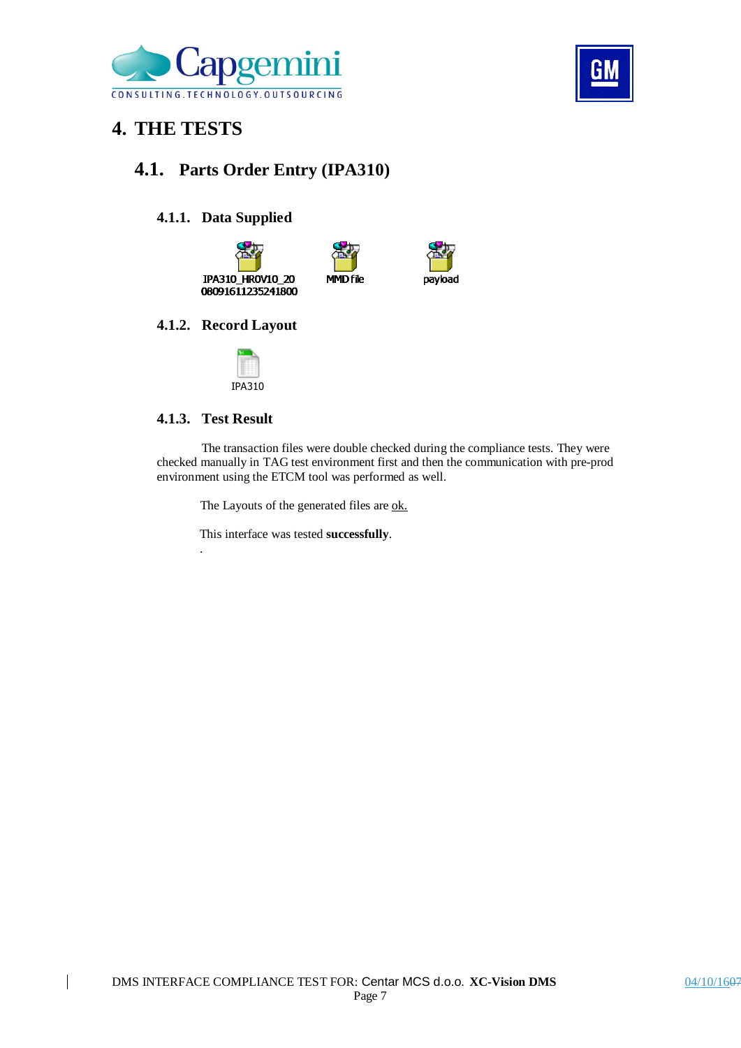# 4. THE TESTS

## 4.1. Parts Order Entry (IPA310)

### 4.1.1. Data Supplied

IPA310_HROV10_20 080916112352418OO    MMD file    payload

### 4.1.2. Record Layout

IPA310

### 4.1.3. Test Result

The transaction files were double checked during the compliance tests. They were checked manually in TAG test environment first and then the communication with pre-prod environment using the ETCM tool was performed as well.

The Layouts of the generated files are ok.

This interface was tested **successfully**.

.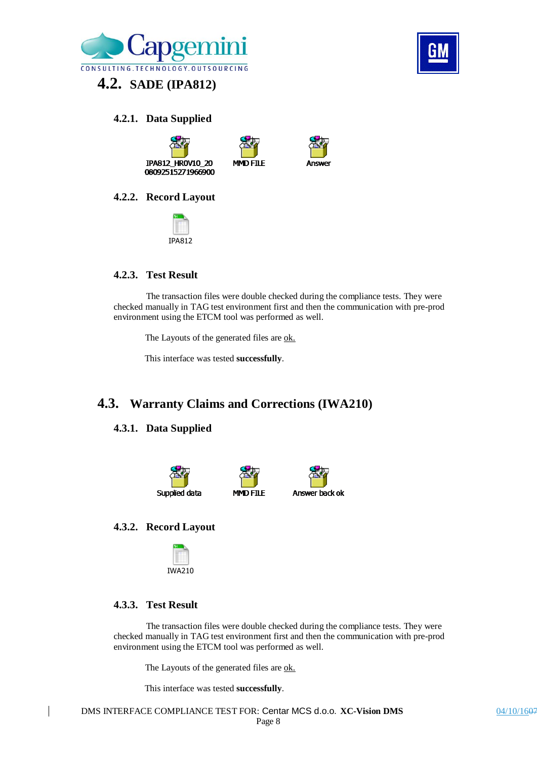## 4.2. SADE (IPA812)

### 4.2.1. Data Supplied

IPA812_HR0V10_20080925152719669​00　MMD FILE　Answer

### 4.2.2. Record Layout

IPA812

### 4.2.3. Test Result

The transaction files were double checked during the compliance tests. They were checked manually in TAG test environment first and then the communication with pre-prod environment using the ETCM tool was performed as well.

The Layouts of the generated files are ok.

This interface was tested **successfully**.

## 4.3. Warranty Claims and Corrections (IWA210)

### 4.3.1. Data Supplied

Supplied data　MMD FILE　Answer back ok

### 4.3.2. Record Layout

IWA210

### 4.3.3. Test Result

The transaction files were double checked during the compliance tests. They were checked manually in TAG test environment first and then the communication with pre-prod environment using the ETCM tool was performed as well.

The Layouts of the generated files are ok.

This interface was tested **successfully**.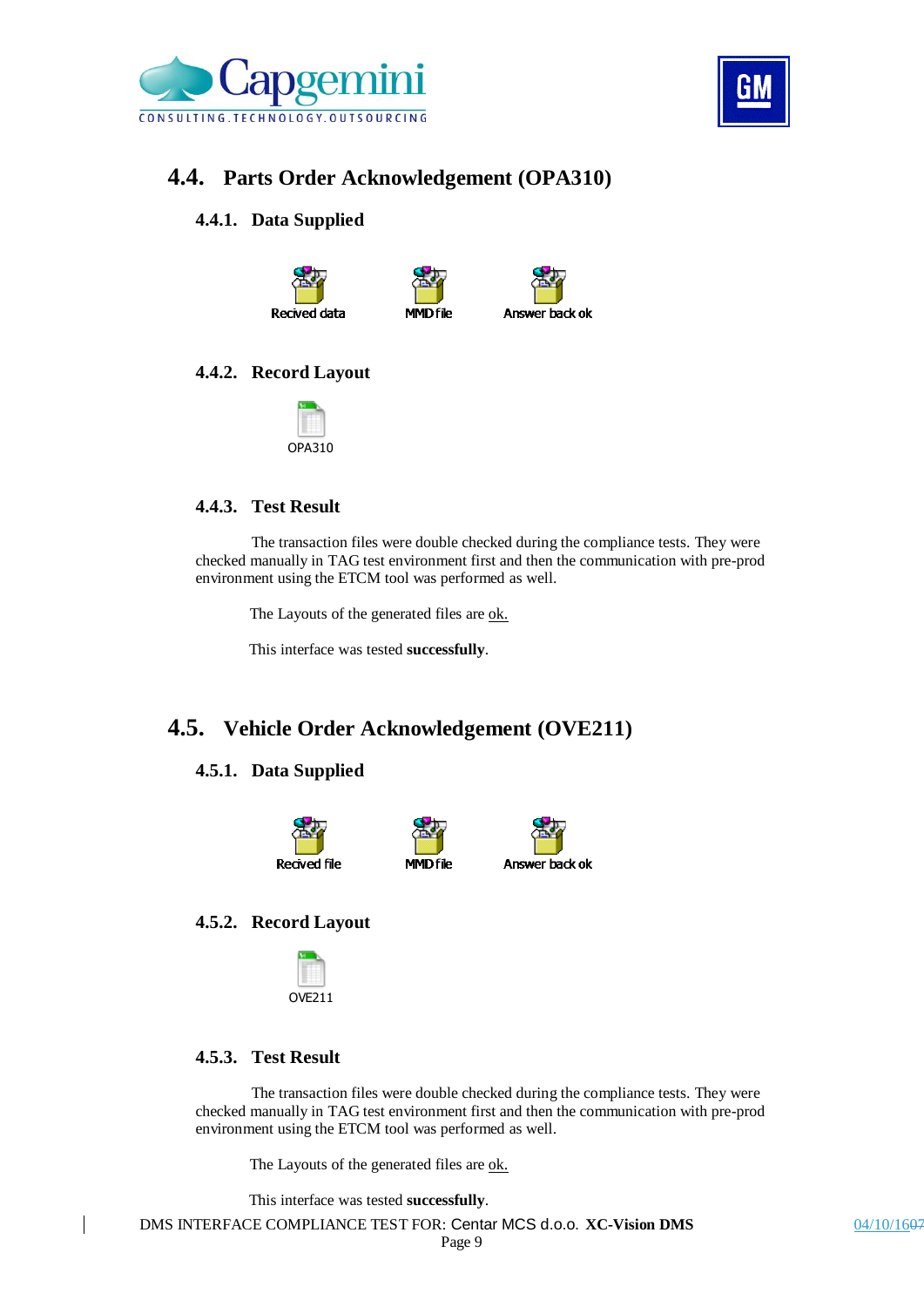## 4.4. Parts Order Acknowledgement (OPA310)

### 4.4.1. Data Supplied

Recived data MMD file Answer back ok

### 4.4.2. Record Layout

OPA310

### 4.4.3. Test Result

The transaction files were double checked during the compliance tests. They were checked manually in TAG test environment first and then the communication with pre-prod environment using the ETCM tool was performed as well.

The Layouts of the generated files are ok.

This interface was tested **successfully**.

## 4.5. Vehicle Order Acknowledgement (OVE211)

### 4.5.1. Data Supplied

Recived file MMD file Answer back ok

### 4.5.2. Record Layout

OVE211

### 4.5.3. Test Result

The transaction files were double checked during the compliance tests. They were checked manually in TAG test environment first and then the communication with pre-prod environment using the ETCM tool was performed as well.

The Layouts of the generated files are ok.

This interface was tested **successfully**.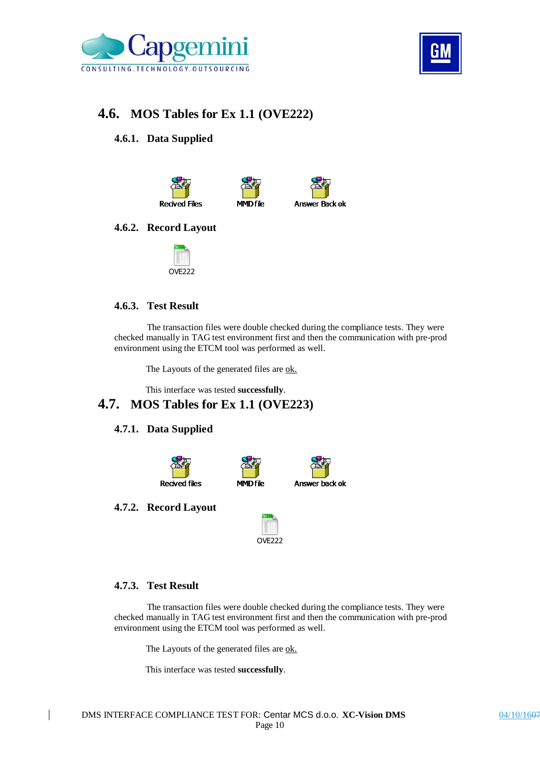## 4.6. MOS Tables for Ex 1.1 (OVE222)

### 4.6.1. Data Supplied

Recived Files    MMD file    Answer Back ok

### 4.6.2. Record Layout

OVE222

### 4.6.3. Test Result

The transaction files were double checked during the compliance tests. They were checked manually in TAG test environment first and then the communication with pre-prod environment using the ETCM tool was performed as well.

The Layouts of the generated files are ok.

This interface was tested **successfully**.

## 4.7. MOS Tables for Ex 1.1 (OVE223)

### 4.7.1. Data Supplied

Recived files    MMD file    Answer back ok

### 4.7.2. Record Layout

OVE222

### 4.7.3. Test Result

The transaction files were double checked during the compliance tests. They were checked manually in TAG test environment first and then the communication with pre-prod environment using the ETCM tool was performed as well.

The Layouts of the generated files are ok.

This interface was tested **successfully**.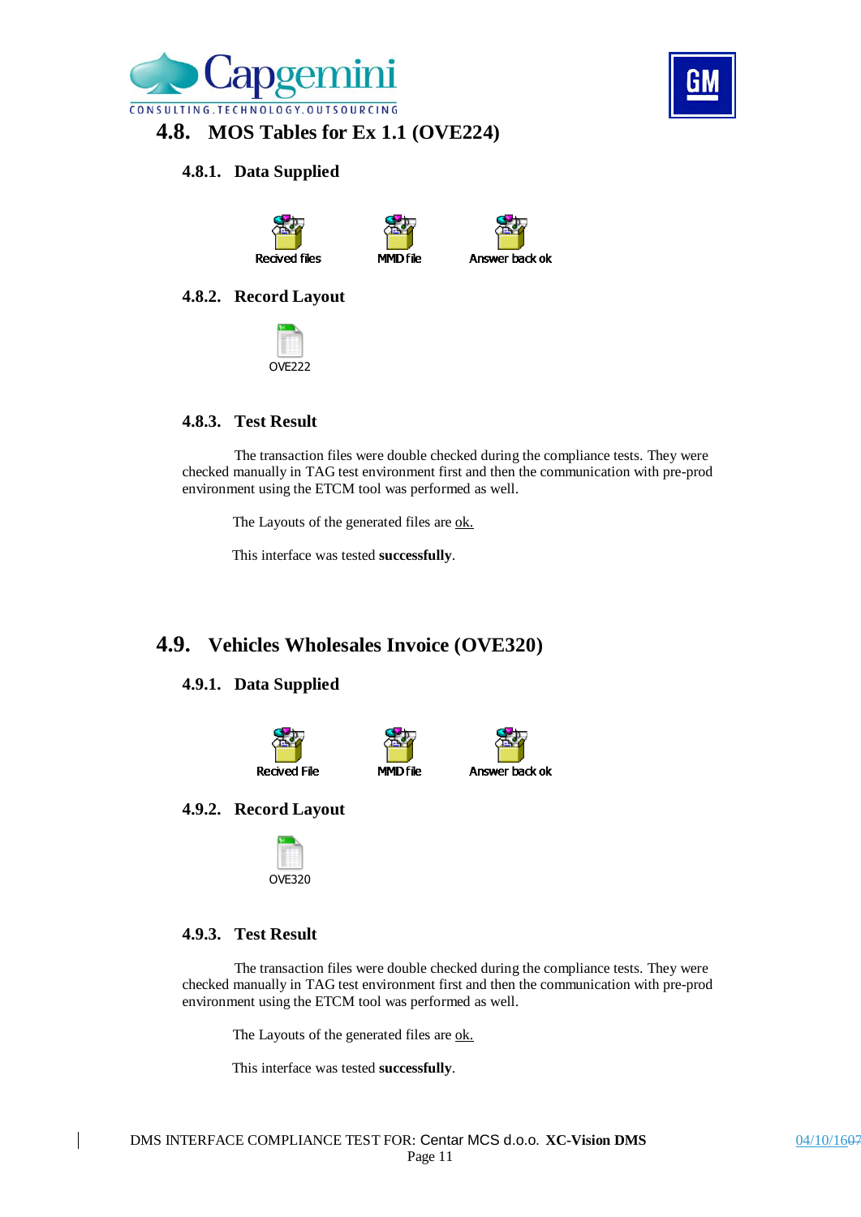## 4.8. MOS Tables for Ex 1.1 (OVE224)

### 4.8.1. Data Supplied

Recived files    MMD file    Answer back ok

### 4.8.2. Record Layout

OVE222

### 4.8.3. Test Result

The transaction files were double checked during the compliance tests. They were checked manually in TAG test environment first and then the communication with pre-prod environment using the ETCM tool was performed as well.

The Layouts of the generated files are ok.

This interface was tested **successfully**.

## 4.9. Vehicles Wholesales Invoice (OVE320)

### 4.9.1. Data Supplied

Recived File    MMD file    Answer back ok

### 4.9.2. Record Layout

OVE320

### 4.9.3. Test Result

The transaction files were double checked during the compliance tests. They were checked manually in TAG test environment first and then the communication with pre-prod environment using the ETCM tool was performed as well.

The Layouts of the generated files are ok.

This interface was tested **successfully**.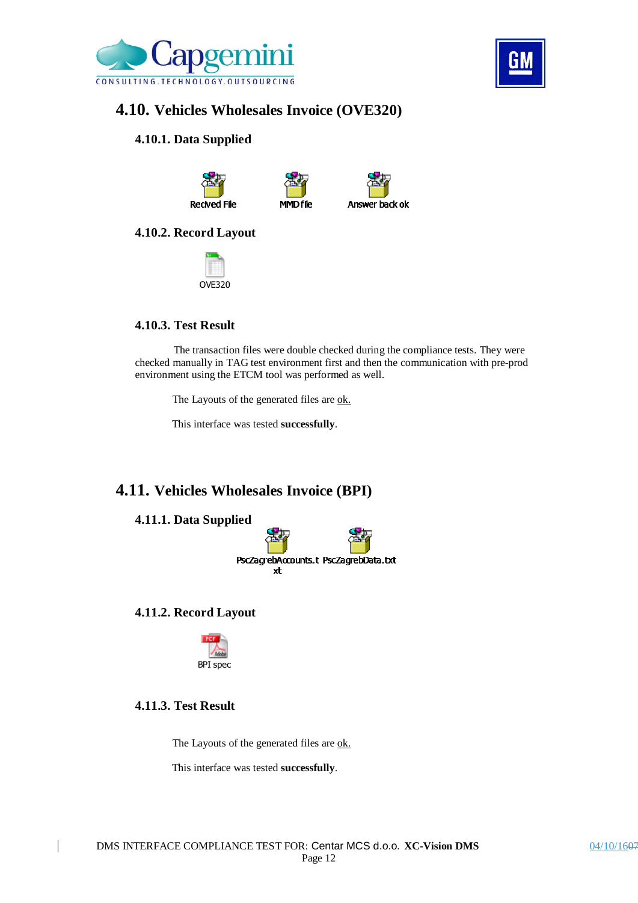## 4.10. Vehicles Wholesales Invoice (OVE320)

### 4.10.1. Data Supplied

Recived File MMD file Answer back ok

### 4.10.2. Record Layout

OVE320

### 4.10.3. Test Result

The transaction files were double checked during the compliance tests. They were checked manually in TAG test environment first and then the communication with pre-prod environment using the ETCM tool was performed as well.

The Layouts of the generated files are ok.

This interface was tested **successfully**.

## 4.11. Vehicles Wholesales Invoice (BPI)

### 4.11.1. Data Supplied

PscZagrebAccounts.txt PscZagrebData.txt

### 4.11.2. Record Layout

BPI spec

### 4.11.3. Test Result

The Layouts of the generated files are ok.

This interface was tested **successfully**.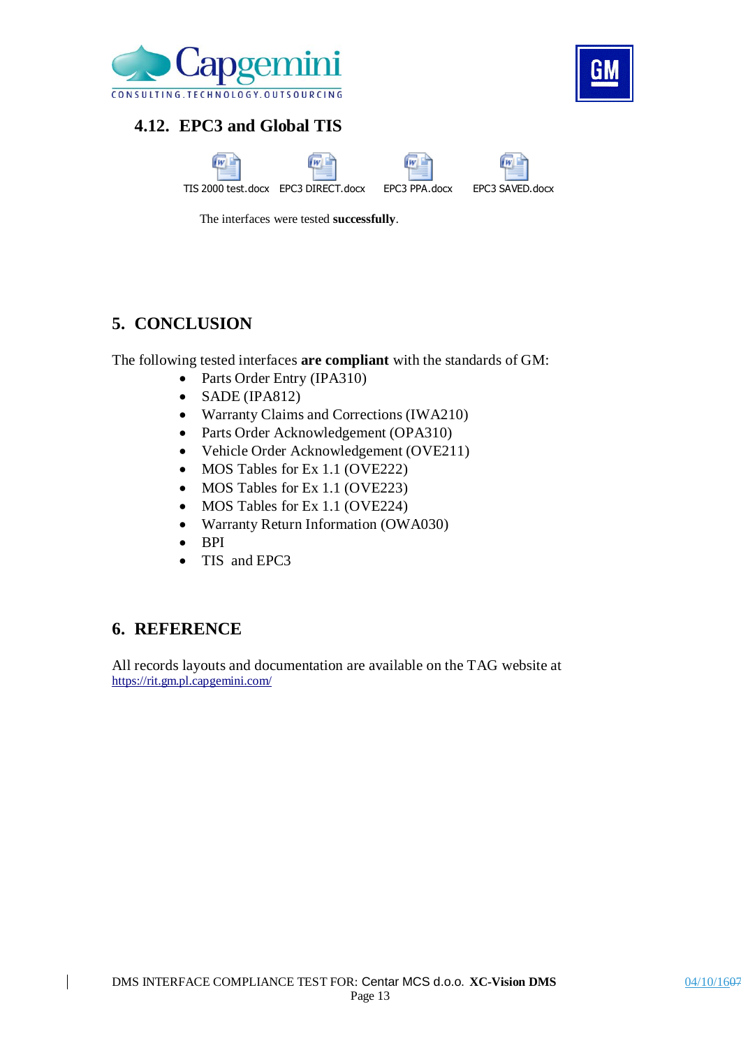### 4.12. EPC3 and Global TIS

TIS 2000 test.docx EPC3 DIRECT.docx EPC3 PPA.docx EPC3 SAVED.docx

The interfaces were tested **successfully**.

## 5. CONCLUSION

The following tested interfaces **are compliant** with the standards of GM:

- Parts Order Entry (IPA310)
- SADE (IPA812)
- Warranty Claims and Corrections (IWA210)
- Parts Order Acknowledgement (OPA310)
- Vehicle Order Acknowledgement (OVE211)
- MOS Tables for Ex 1.1 (OVE222)
- MOS Tables for Ex 1.1 (OVE223)
- MOS Tables for Ex 1.1 (OVE224)
- Warranty Return Information (OWA030)
- BPI
- TIS and EPC3

## 6. REFERENCE

All records layouts and documentation are available on the TAG website at https://rit.gm.pl.capgemini.com/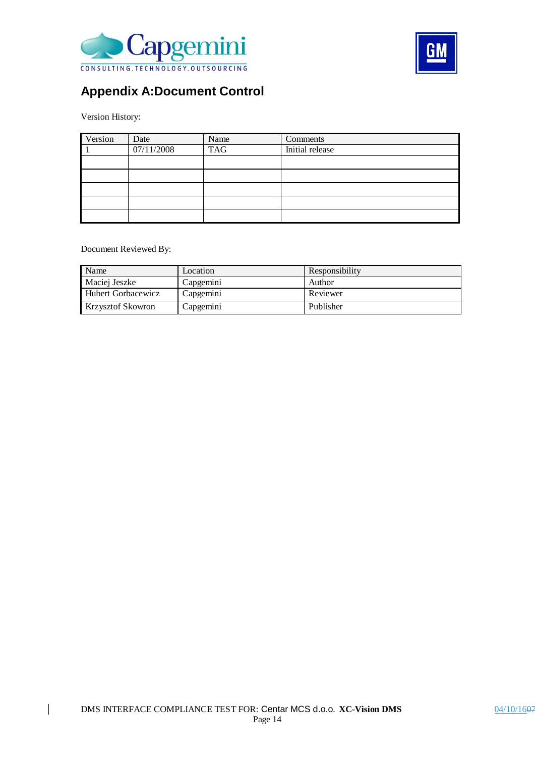# Appendix A:Document Control

Version History:

| Version | Date | Name | Comments |
|---|---|---|---|
| 1 | 07/11/2008 | TAG | Initial release |
| | | | |
| | | | |
| | | | |
| | | | |
| | | | |

Document Reviewed By:

| Name | Location | Responsibility |
|---|---|---|
| Maciej Jeszke | Capgemini | Author |
| Hubert Gorbacewicz | Capgemini | Reviewer |
| Krzysztof Skowron | Capgemini | Publisher |